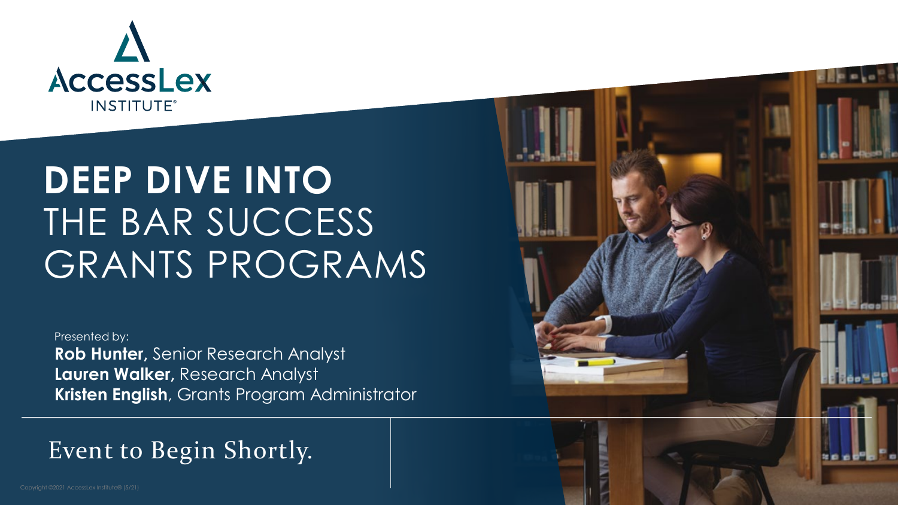AccessLex INSTITUTE®

# DEEP DIVE INTO THE BAR SUCCESS GRANTS PROGRAMS

Presented by:

**Rob Hunter**, Senior Research Analyst
**Lauren Walker,** Research Analyst
**Kristen English**, Grants Program Administrator

Event to Begin Shortly.

Copyright ©2021 AccessLex Institute® (5/21)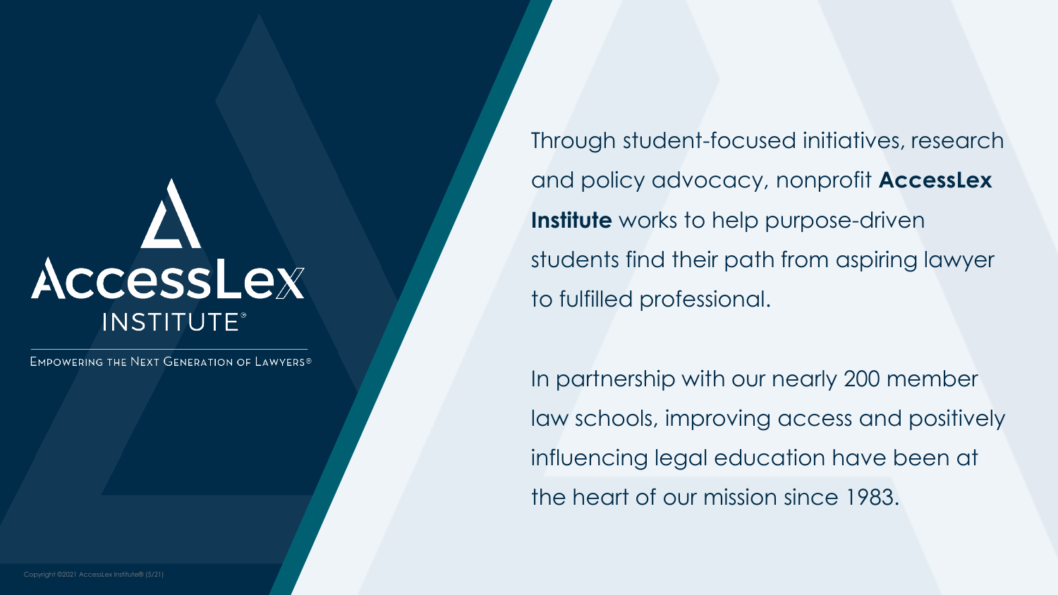AccessLex INSTITUTE®

EMPOWERING THE NEXT GENERATION OF LAWYERS®

Through student-focused initiatives, research and policy advocacy, nonprofit **AccessLex Institute** works to help purpose-driven students find their path from aspiring lawyer to fulfilled professional.

In partnership with our nearly 200 member law schools, improving access and positively influencing legal education have been at the heart of our mission since 1983.

Copyright ©2021 AccessLex Institute® (5/21)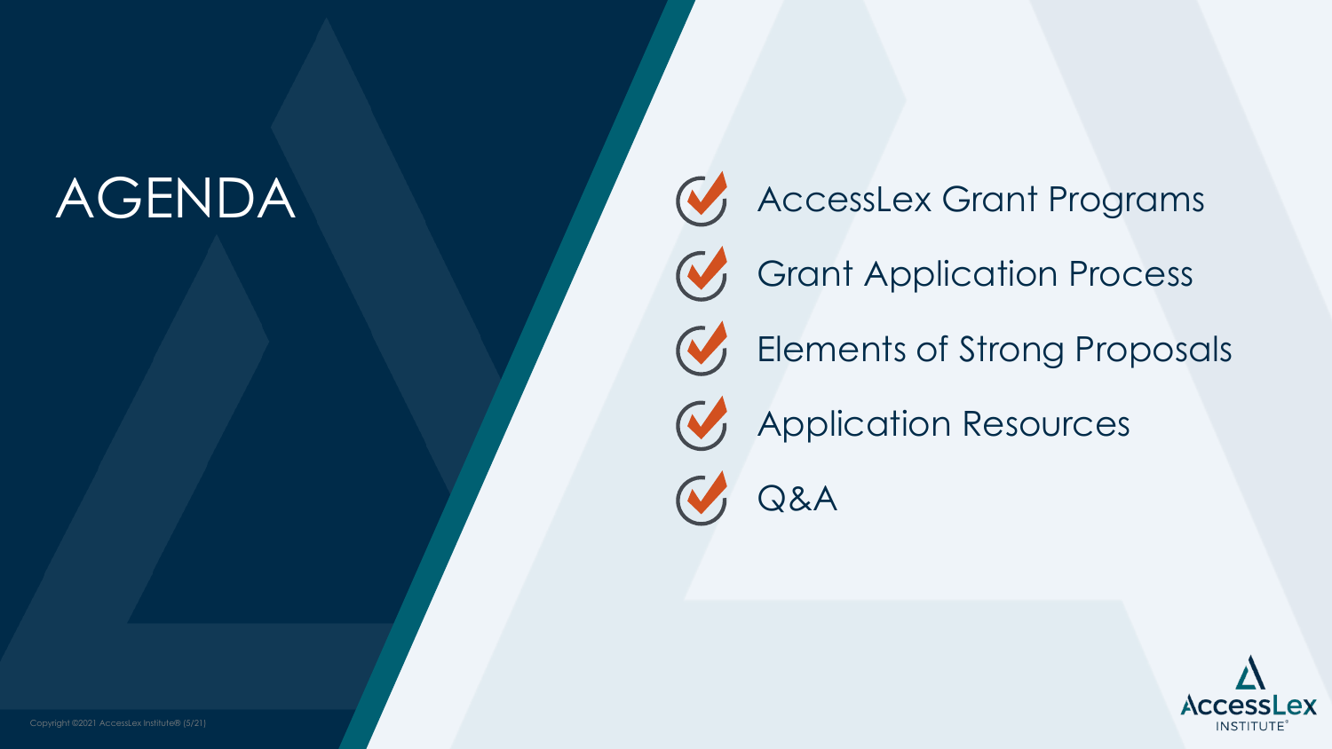# AGENDA

- AccessLex Grant Programs
- Grant Application Process
- Elements of Strong Proposals
- Application Resources
- Q&A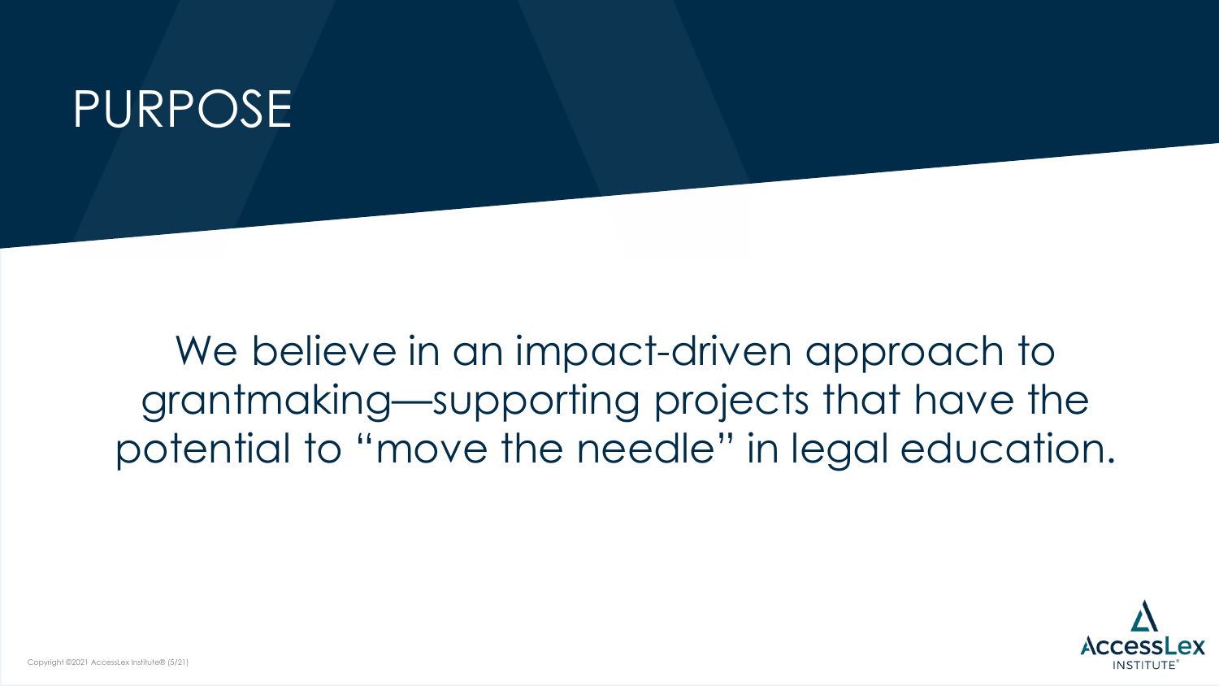# PURPOSE

We believe in an impact-driven approach to grantmaking—supporting projects that have the potential to "move the needle" in legal education.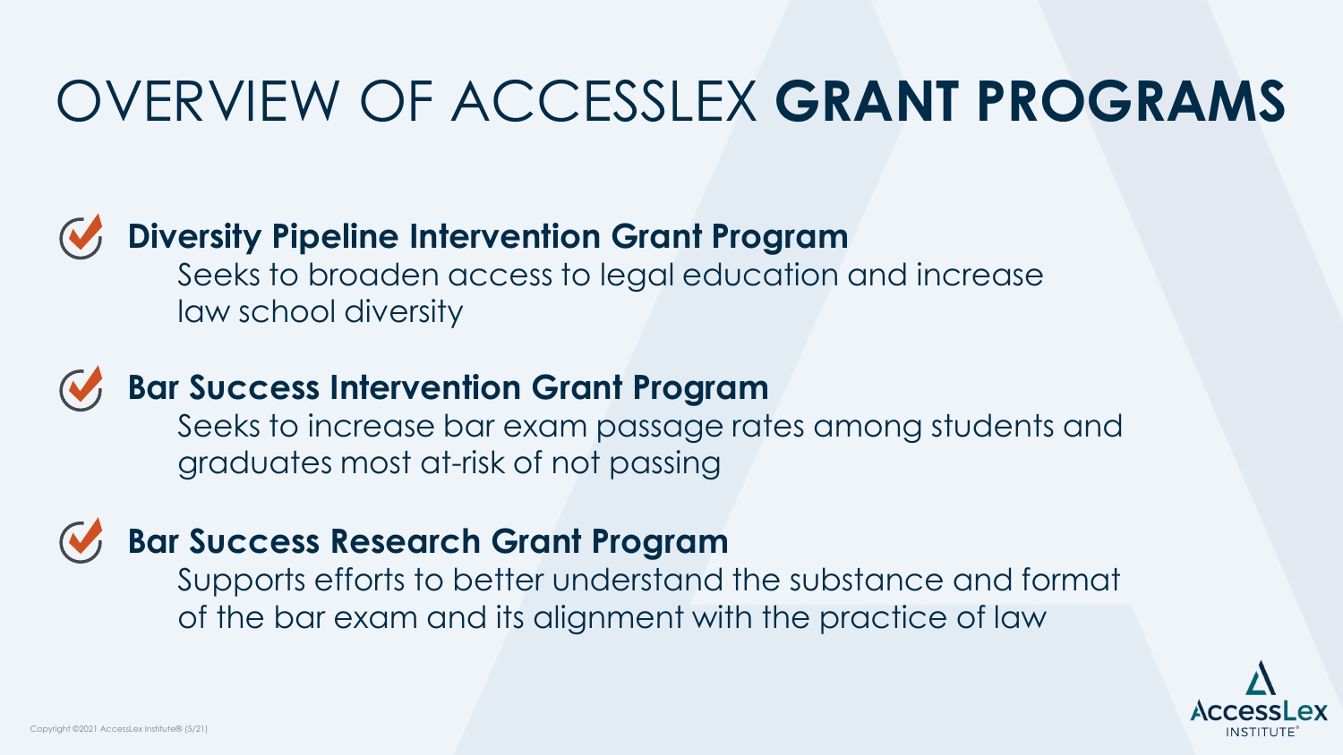# OVERVIEW OF ACCESSLEX **GRANT PROGRAMS**

- **Diversity Pipeline Intervention Grant Program**
  Seeks to broaden access to legal education and increase law school diversity

- **Bar Success Intervention Grant Program**
  Seeks to increase bar exam passage rates among students and graduates most at-risk of not passing

- **Bar Success Research Grant Program**
  Supports efforts to better understand the substance and format of the bar exam and its alignment with the practice of law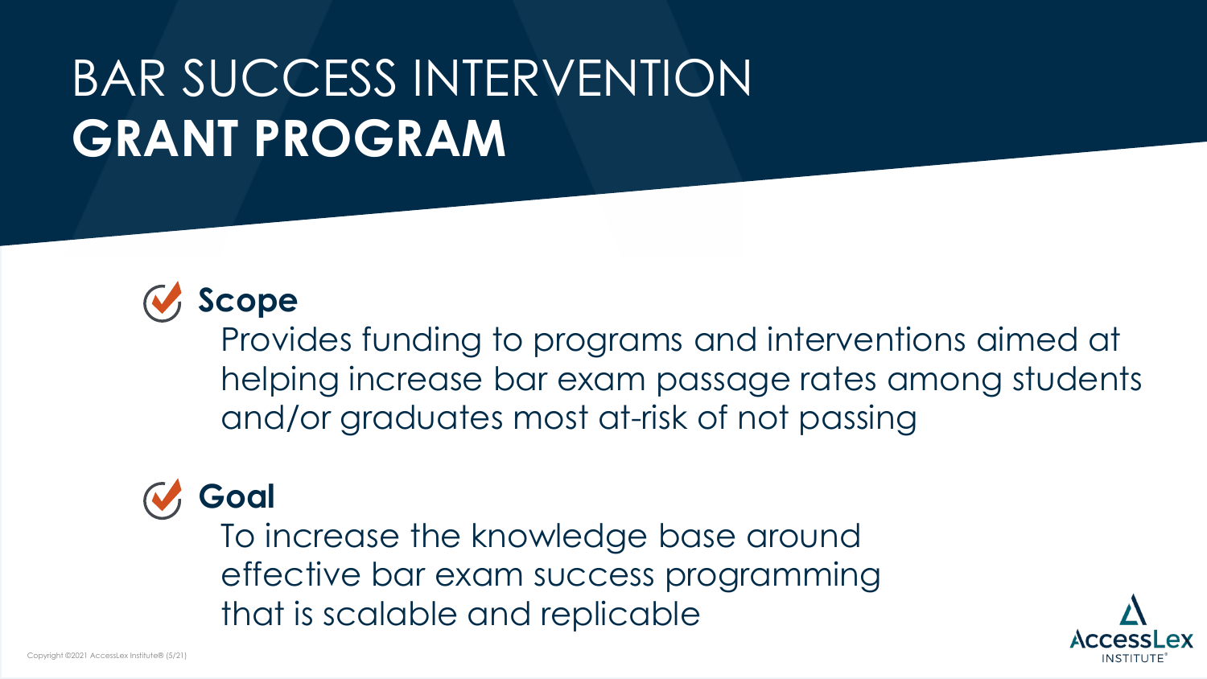# BAR SUCCESS INTERVENTION **GRANT PROGRAM**

**Scope**

Provides funding to programs and interventions aimed at helping increase bar exam passage rates among students and/or graduates most at-risk of not passing

**Goal**

To increase the knowledge base around effective bar exam success programming that is scalable and replicable

Copyright ©2021 AccessLex Institute® (5/21)

AccessLex INSTITUTE®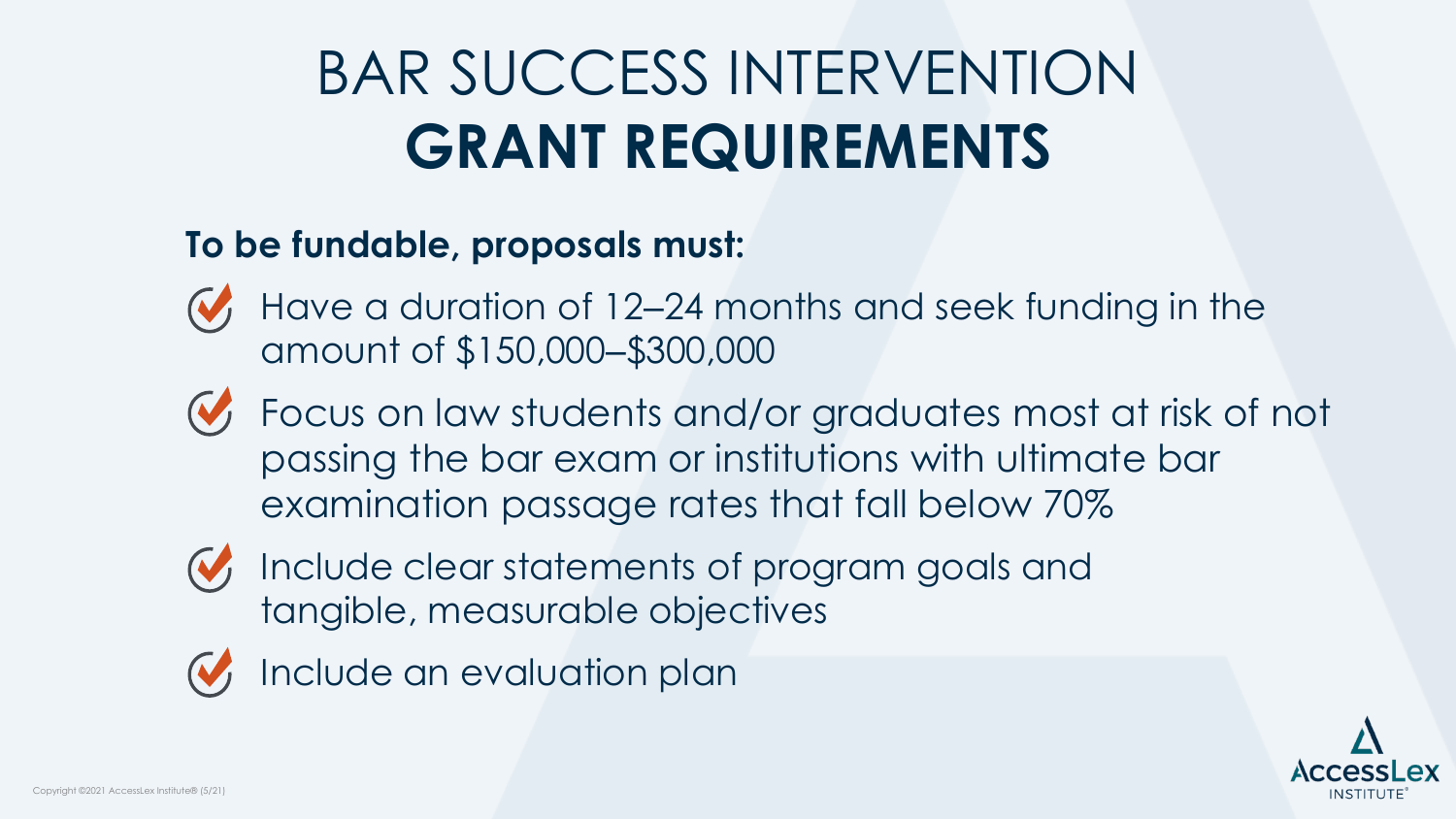# BAR SUCCESS INTERVENTION **GRANT REQUIREMENTS**

**To be fundable, proposals must:**

- Have a duration of 12–24 months and seek funding in the amount of $150,000–$300,000
- Focus on law students and/or graduates most at risk of not passing the bar exam or institutions with ultimate bar examination passage rates that fall below 70%
- Include clear statements of program goals and tangible, measurable objectives
- Include an evaluation plan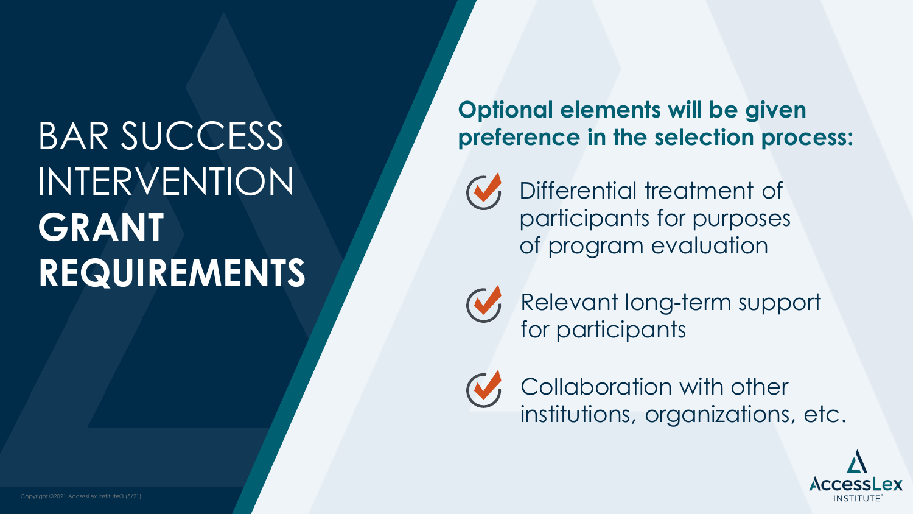# BAR SUCCESS INTERVENTION **GRANT REQUIREMENTS**

**Optional elements will be given preference in the selection process:**

- Differential treatment of participants for purposes of program evaluation
- Relevant long-term support for participants
- Collaboration with other institutions, organizations, etc.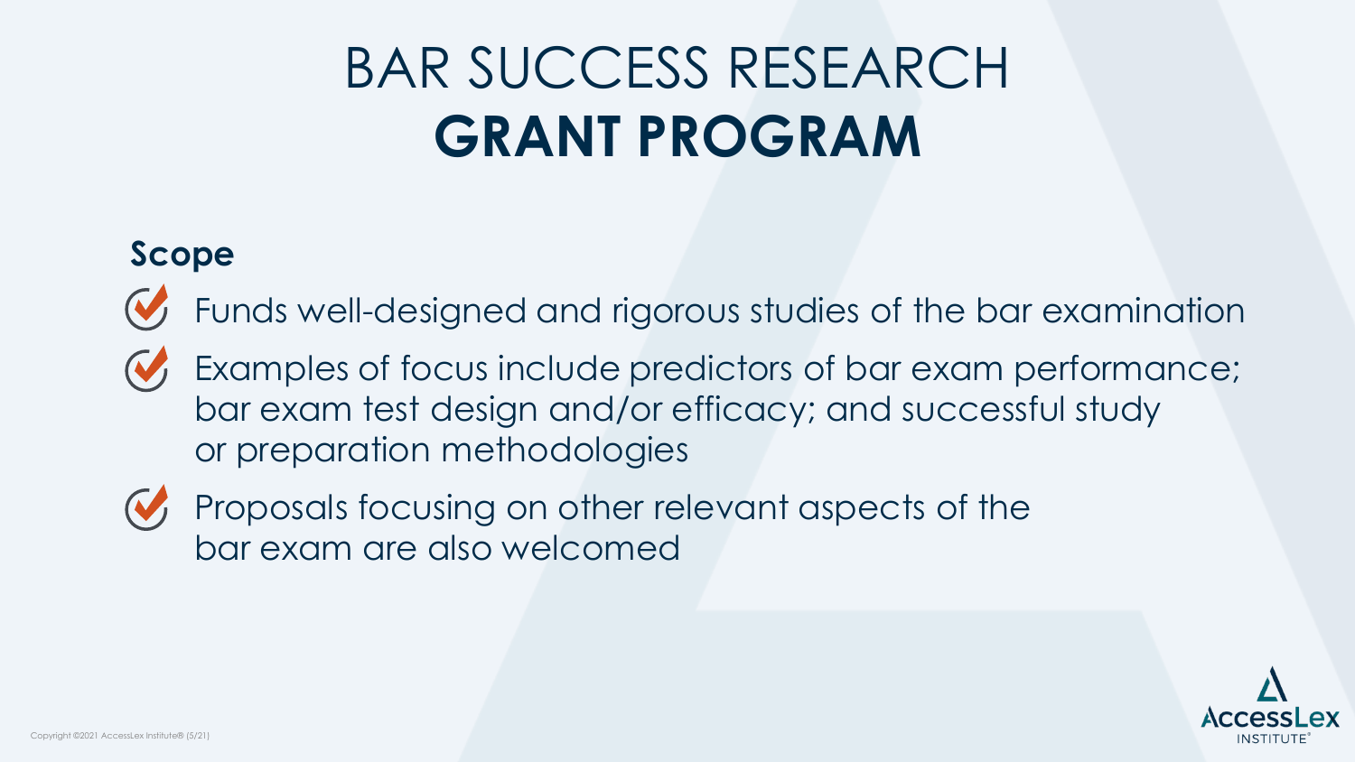# BAR SUCCESS RESEARCH **GRANT PROGRAM**

## Scope

- Funds well-designed and rigorous studies of the bar examination
- Examples of focus include predictors of bar exam performance; bar exam test design and/or efficacy; and successful study or preparation methodologies
- Proposals focusing on other relevant aspects of the bar exam are also welcomed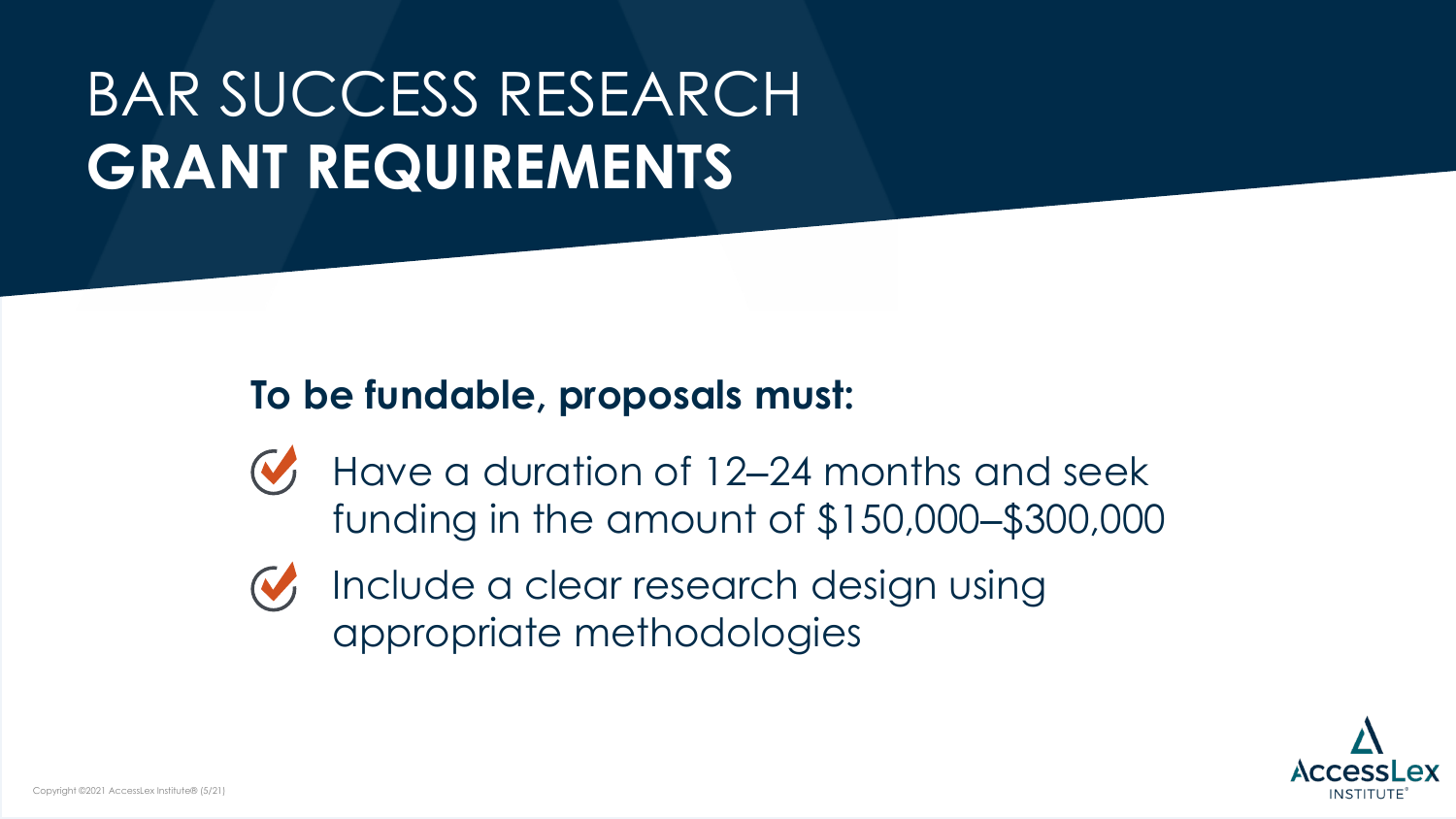# BAR SUCCESS RESEARCH **GRANT REQUIREMENTS**

**To be fundable, proposals must:**

- Have a duration of 12–24 months and seek funding in the amount of $150,000–$300,000
- Include a clear research design using appropriate methodologies

Copyright ©2021 AccessLex Institute® (5/21)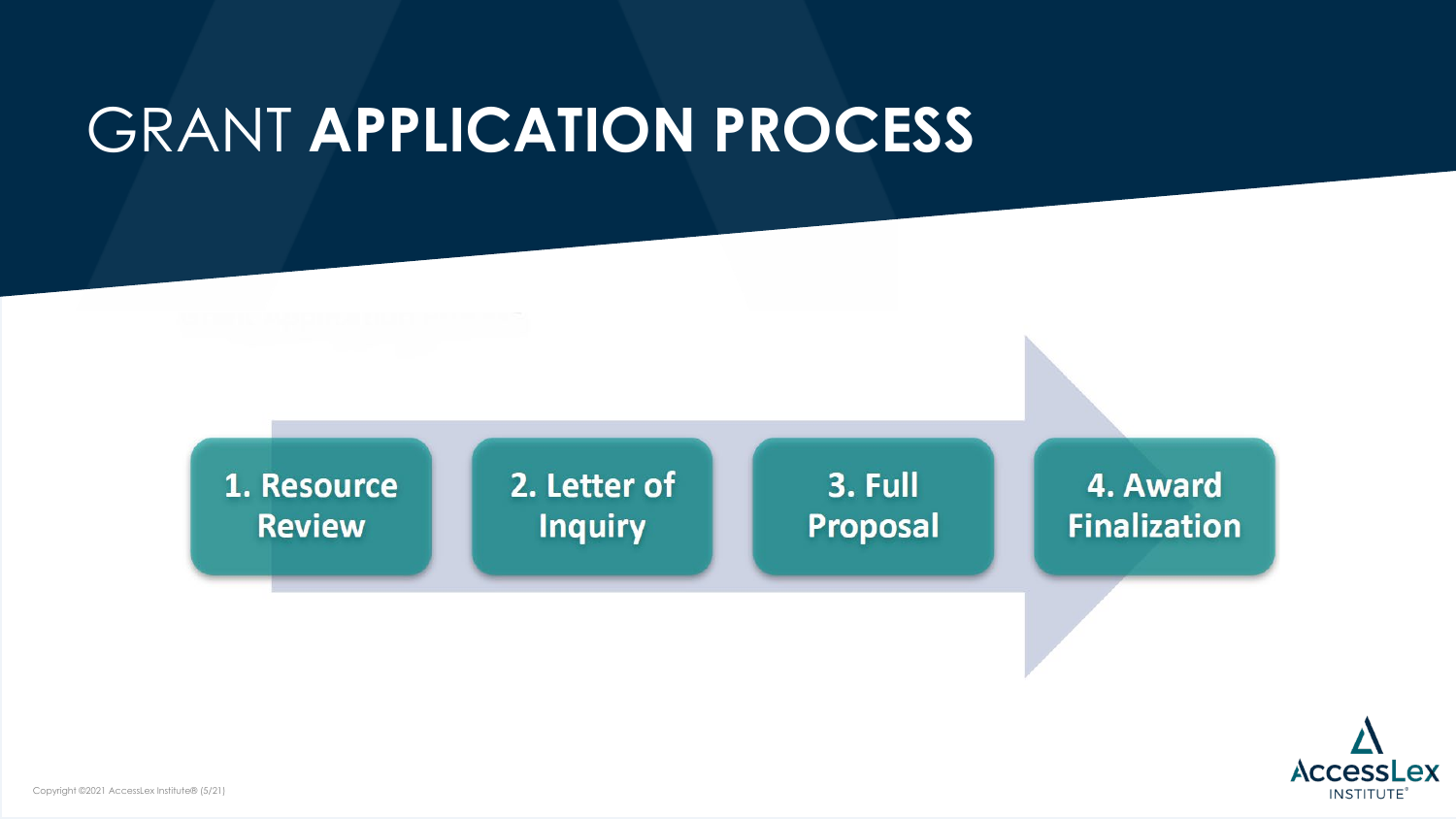# GRANT **APPLICATION PROCESS**

1. Resource Review
2. Letter of Inquiry
3. Full Proposal
4. Award Finalization

Copyright ©2021 AccessLex Institute® (5/21)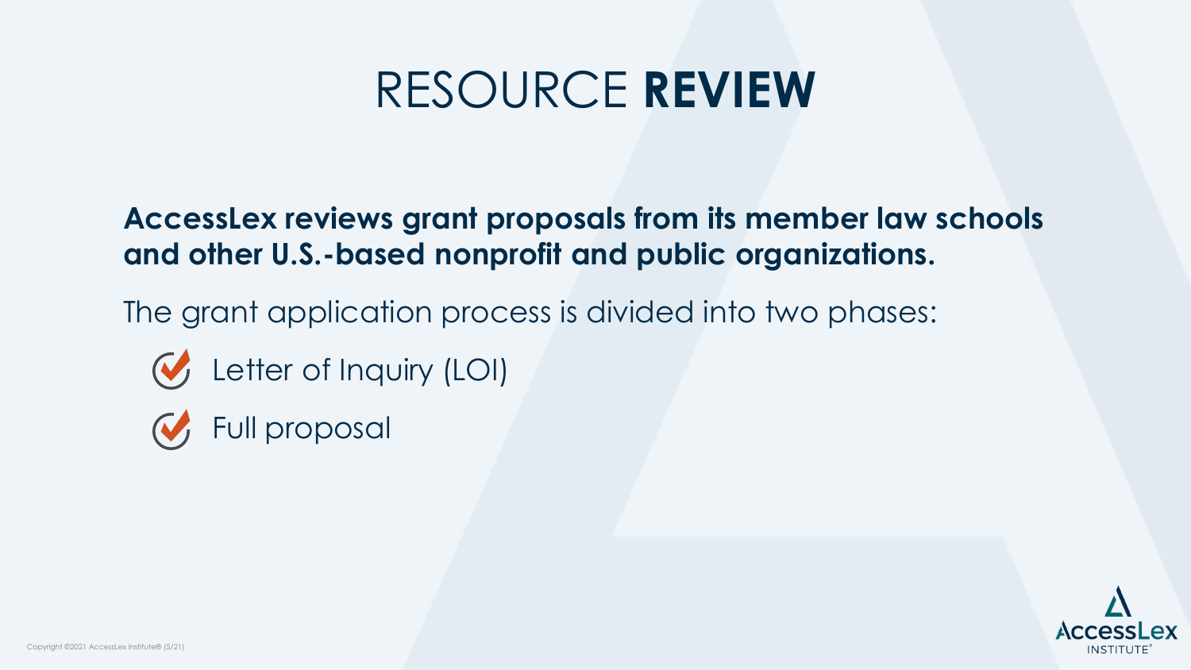# RESOURCE **REVIEW**

**AccessLex reviews grant proposals from its member law schools and other U.S.-based nonprofit and public organizations.**

The grant application process is divided into two phases:

- Letter of Inquiry (LOI)
- Full proposal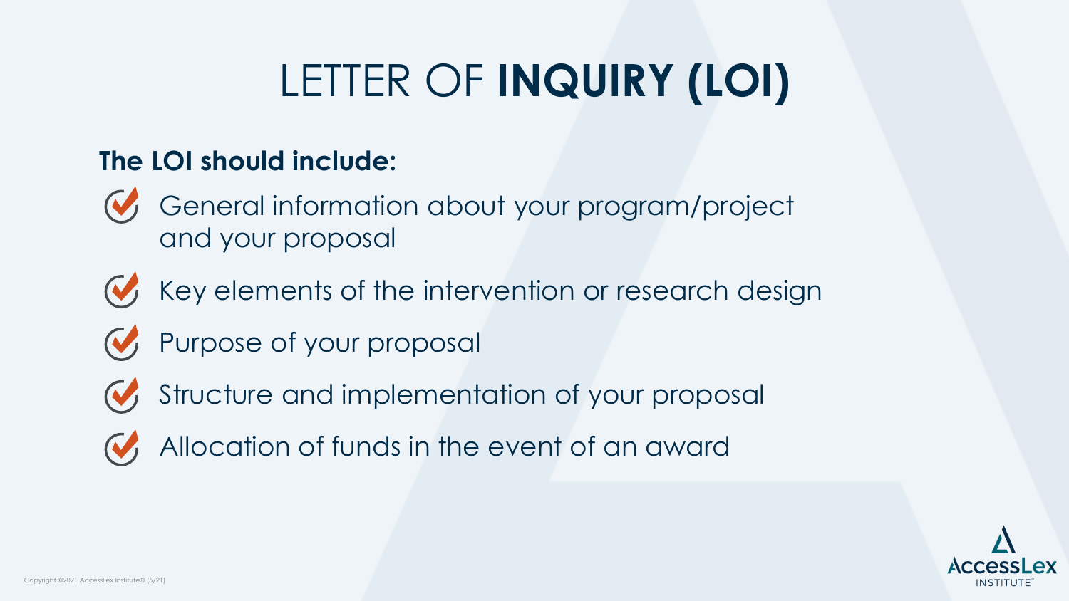# LETTER OF **INQUIRY (LOI)**

**The LOI should include:**

- General information about your program/project and your proposal
- Key elements of the intervention or research design
- Purpose of your proposal
- Structure and implementation of your proposal
- Allocation of funds in the event of an award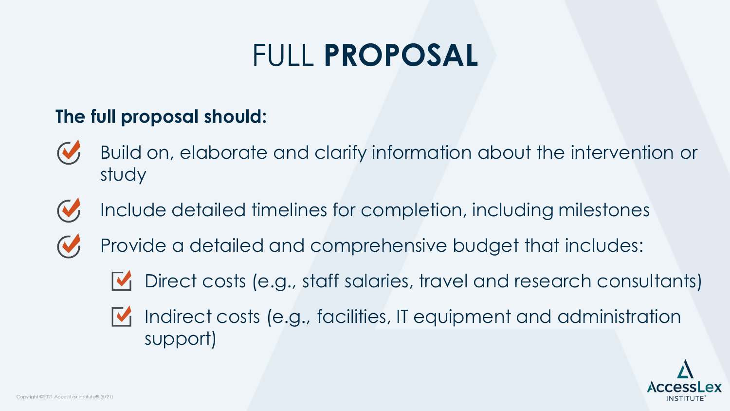# FULL **PROPOSAL**

**The full proposal should:**

- Build on, elaborate and clarify information about the intervention or study
- Include detailed timelines for completion, including milestones
- Provide a detailed and comprehensive budget that includes:
  - Direct costs (e.g., staff salaries, travel and research consultants)
  - Indirect costs (e.g., facilities, IT equipment and administration support)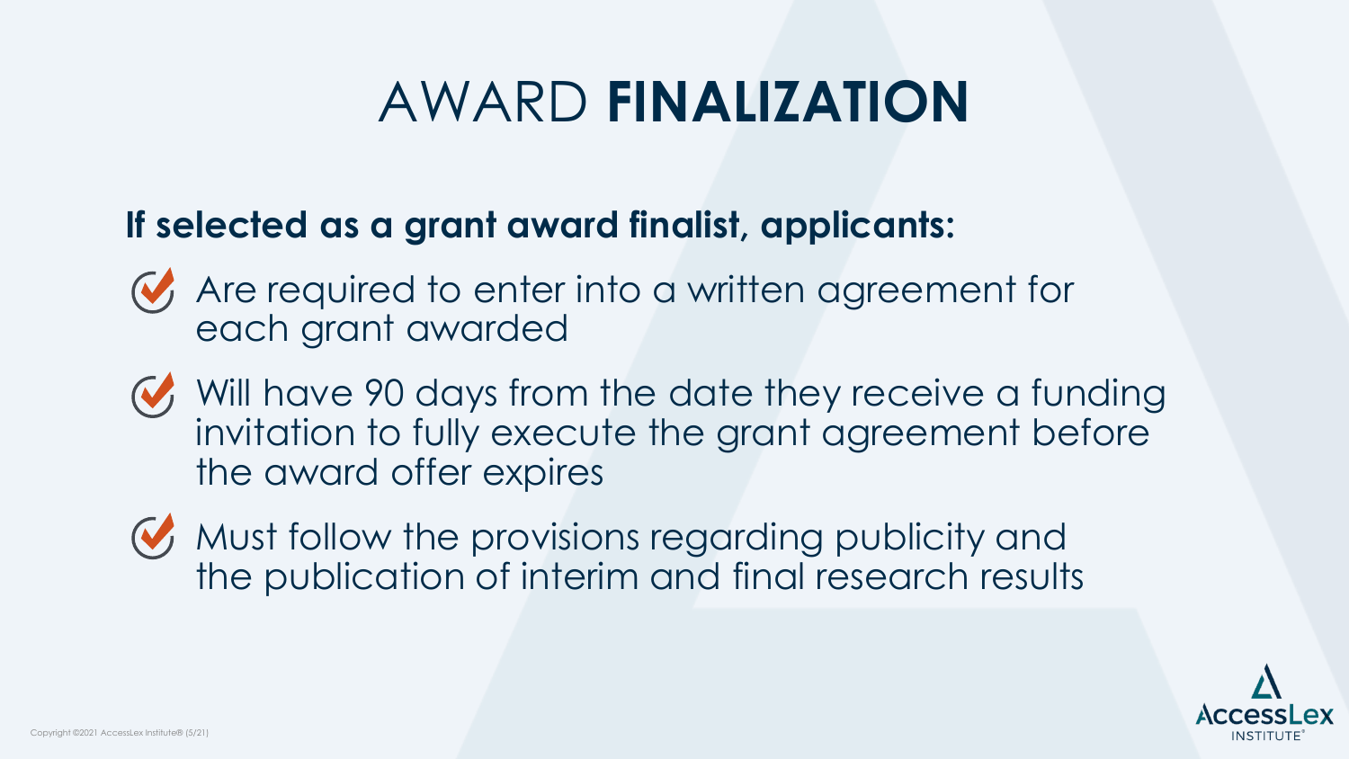# AWARD **FINALIZATION**

**If selected as a grant award finalist, applicants:**

- Are required to enter into a written agreement for each grant awarded
- Will have 90 days from the date they receive a funding invitation to fully execute the grant agreement before the award offer expires
- Must follow the provisions regarding publicity and the publication of interim and final research results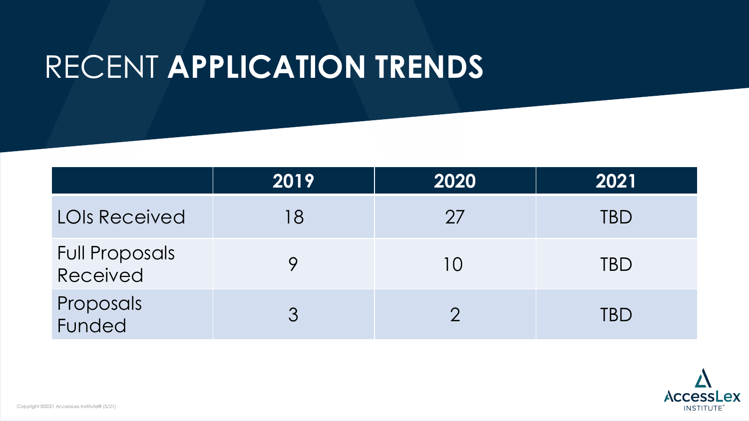# RECENT **APPLICATION TRENDS**

| | 2019 | 2020 | 2021 |
|---|---|---|---|
| LOIs Received | 18 | 27 | TBD |
| Full Proposals Received | 9 | 10 | TBD |
| Proposals Funded | 3 | 2 | TBD |

Copyright ©2021 AccessLex Institute® (5/21)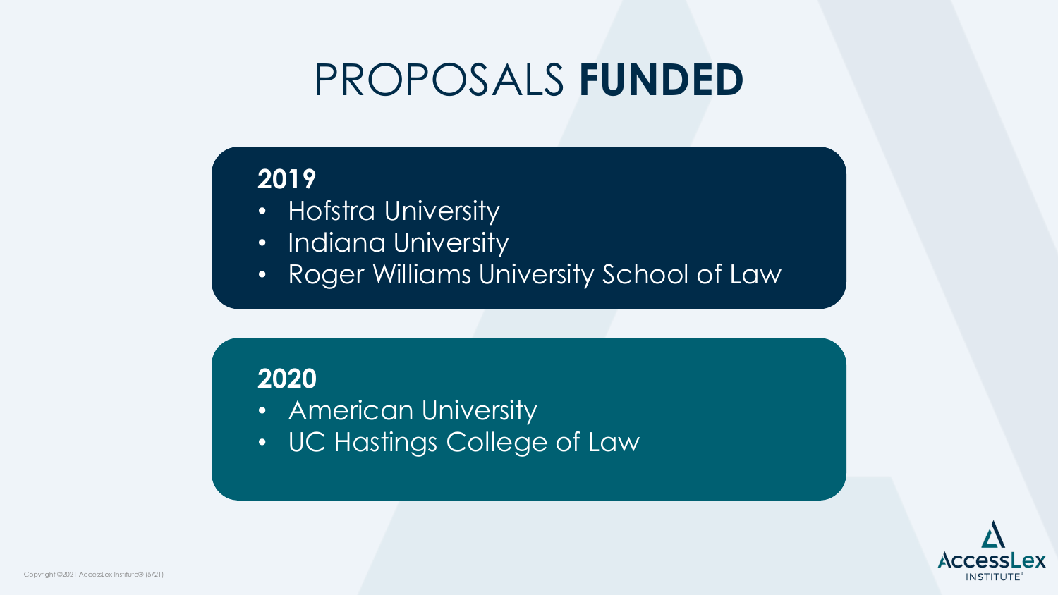# PROPOSALS **FUNDED**

**2019**

- Hofstra University
- Indiana University
- Roger Williams University School of Law

**2020**

- American University
- UC Hastings College of Law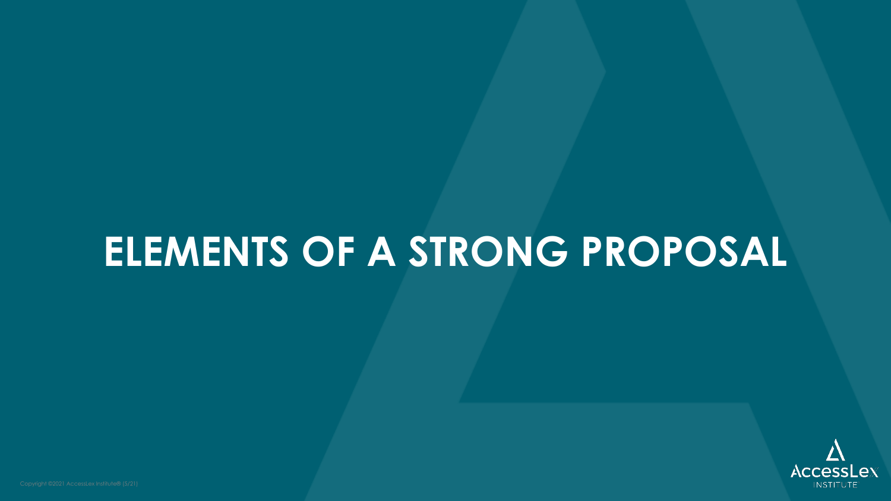# ELEMENTS OF A STRONG PROPOSAL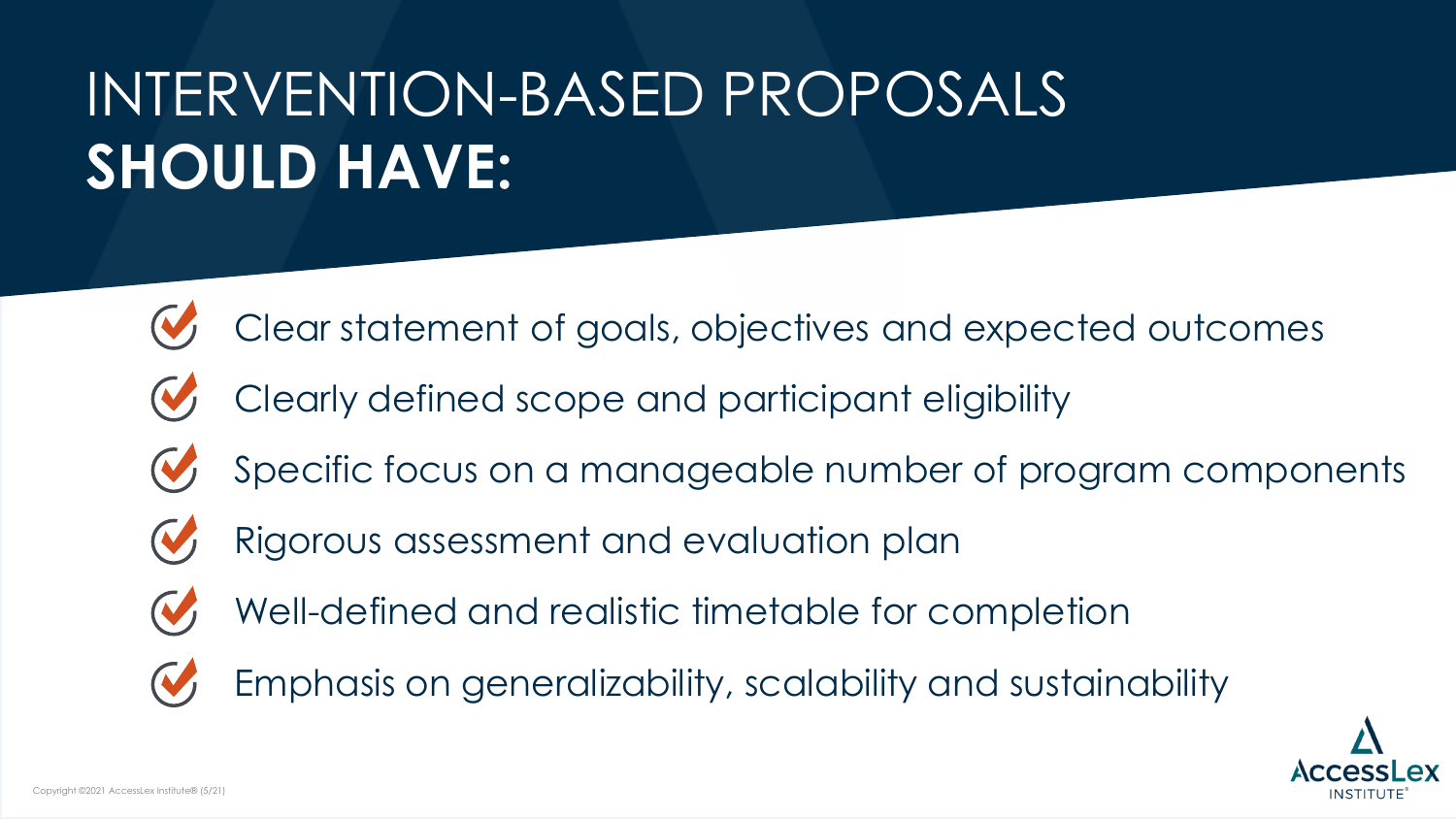# INTERVENTION-BASED PROPOSALS **SHOULD HAVE:**

- Clear statement of goals, objectives and expected outcomes
- Clearly defined scope and participant eligibility
- Specific focus on a manageable number of program components
- Rigorous assessment and evaluation plan
- Well-defined and realistic timetable for completion
- Emphasis on generalizability, scalability and sustainability

Copyright ©2021 AccessLex Institute® (5/21)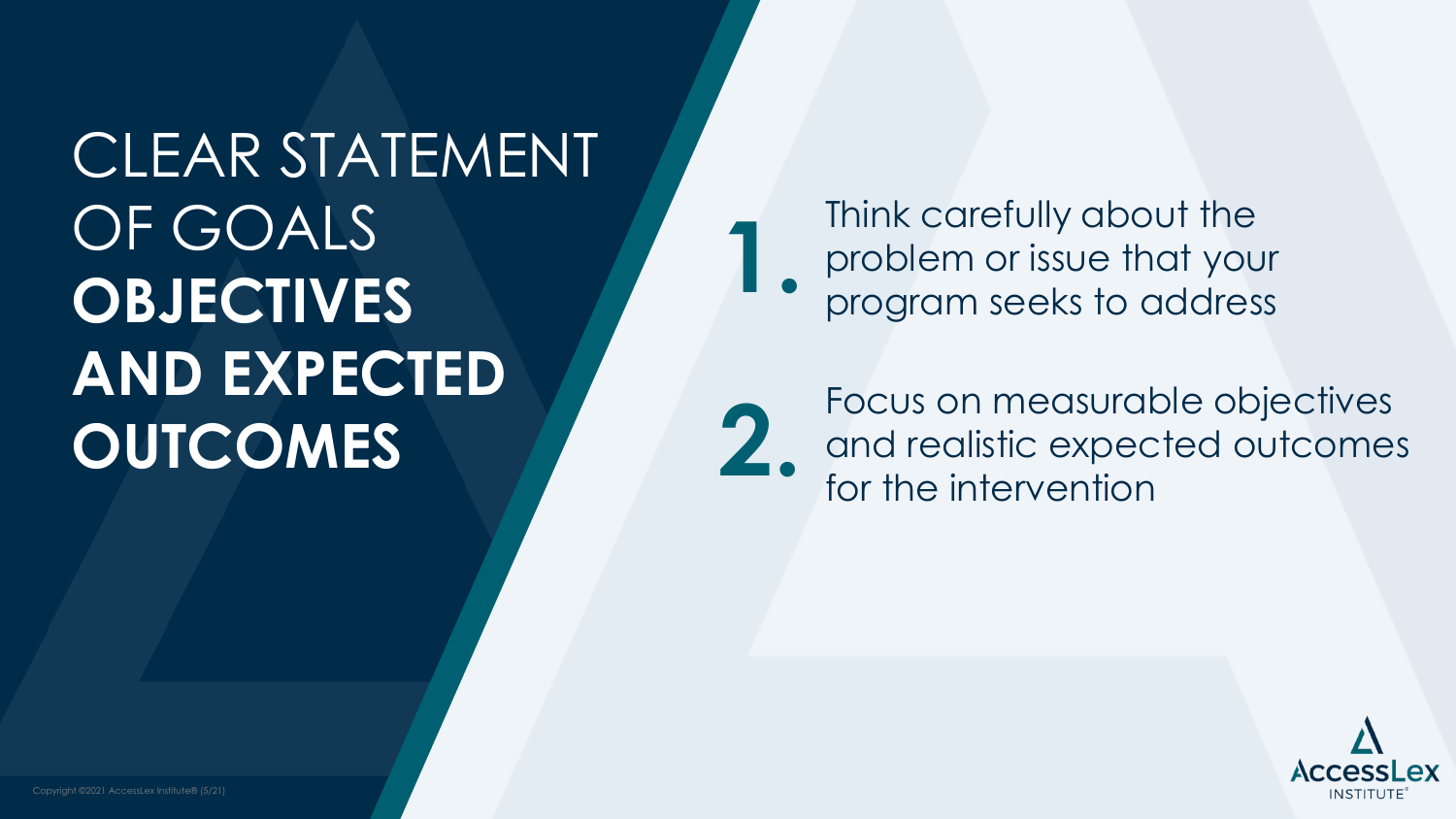# CLEAR STATEMENT OF GOALS **OBJECTIVES AND EXPECTED OUTCOMES**

1. Think carefully about the problem or issue that your program seeks to address
2. Focus on measurable objectives and realistic expected outcomes for the intervention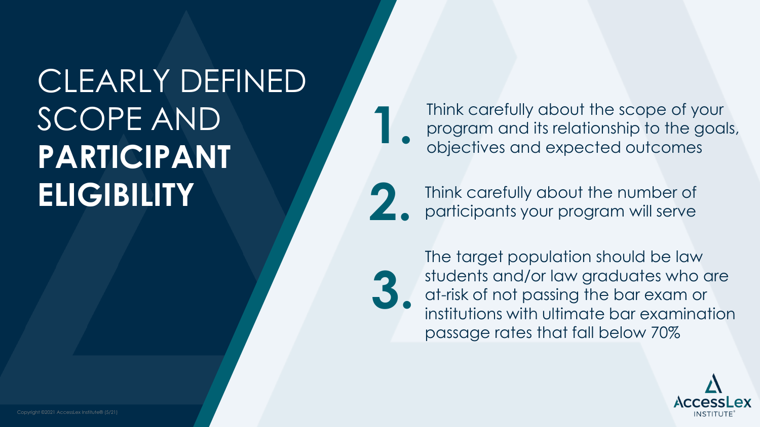# CLEARLY DEFINED SCOPE AND **PARTICIPANT ELIGIBILITY**

1. Think carefully about the scope of your program and its relationship to the goals, objectives and expected outcomes
2. Think carefully about the number of participants your program will serve
3. The target population should be law students and/or law graduates who are at-risk of not passing the bar exam or institutions with ultimate bar examination passage rates that fall below 70%

AccessLex INSTITUTE®

Copyright ©2021 AccessLex Institute® (5/21)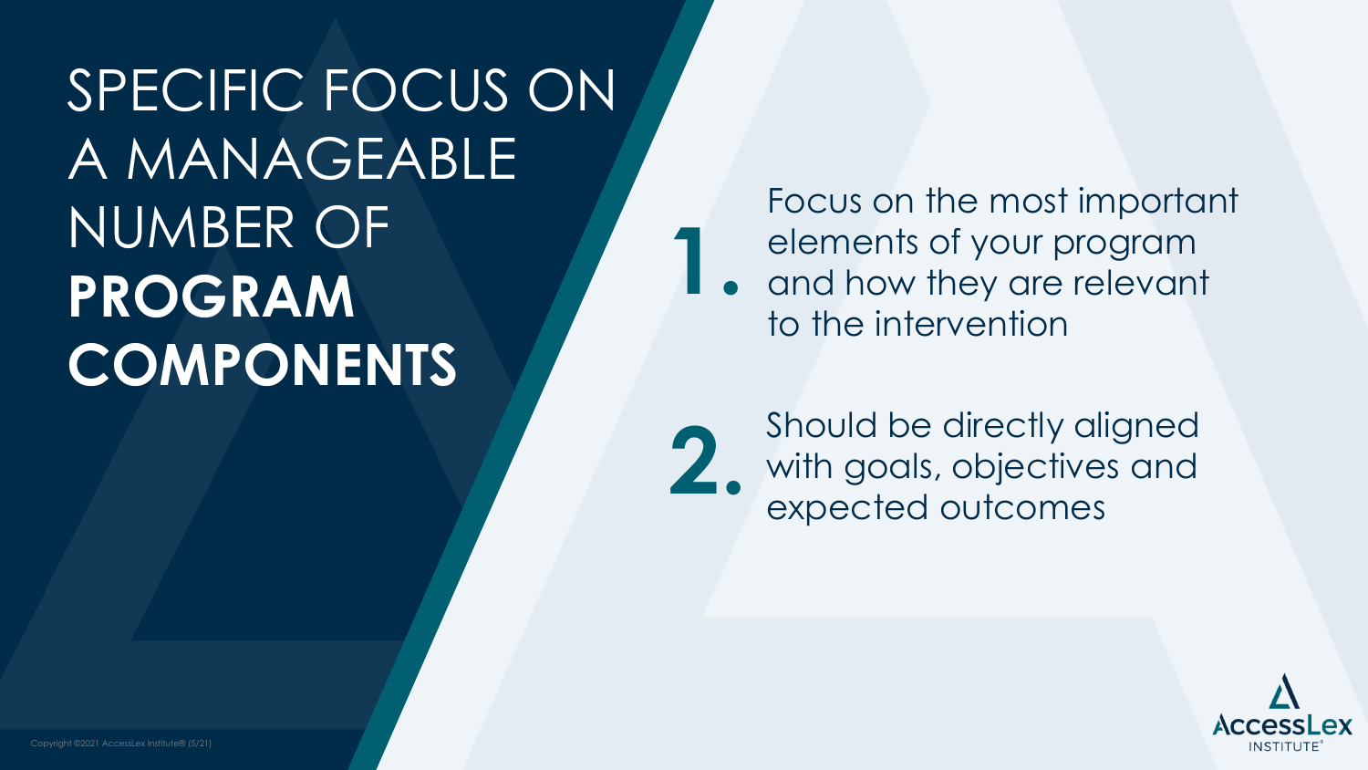# SPECIFIC FOCUS ON A MANAGEABLE NUMBER OF **PROGRAM COMPONENTS**

1. Focus on the most important elements of your program and how they are relevant to the intervention

2. Should be directly aligned with goals, objectives and expected outcomes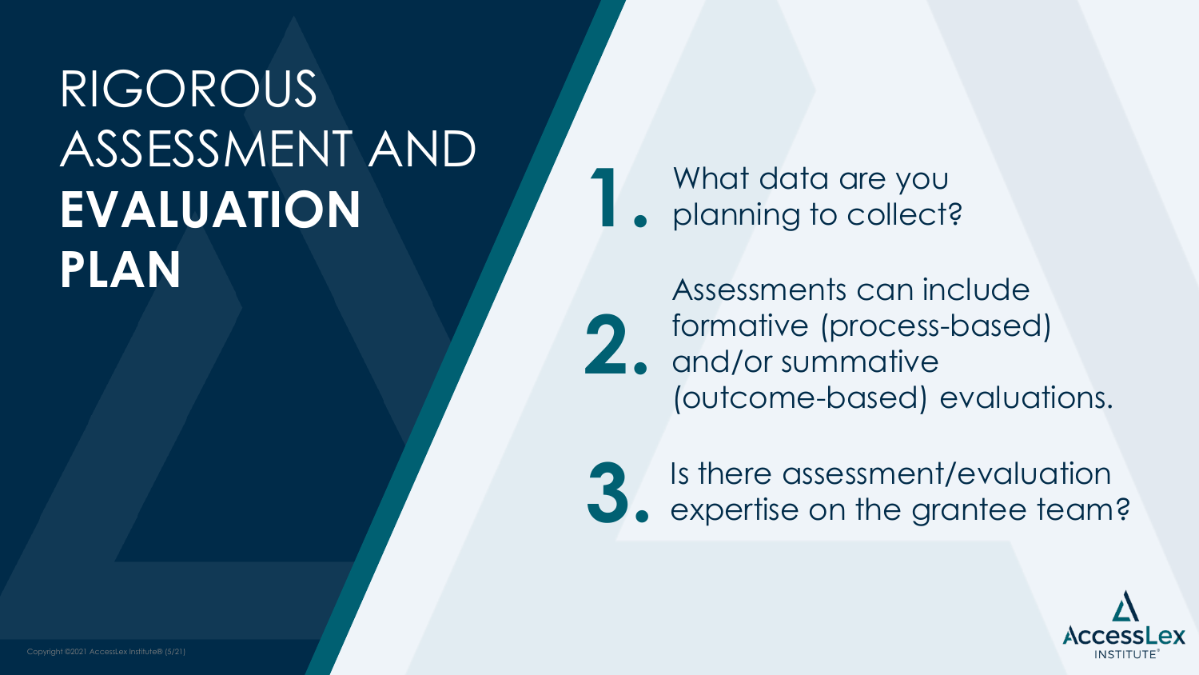# RIGOROUS ASSESSMENT AND **EVALUATION PLAN**

1. What data are you planning to collect?
2. Assessments can include formative (process-based) and/or summative (outcome-based) evaluations.
3. Is there assessment/evaluation expertise on the grantee team?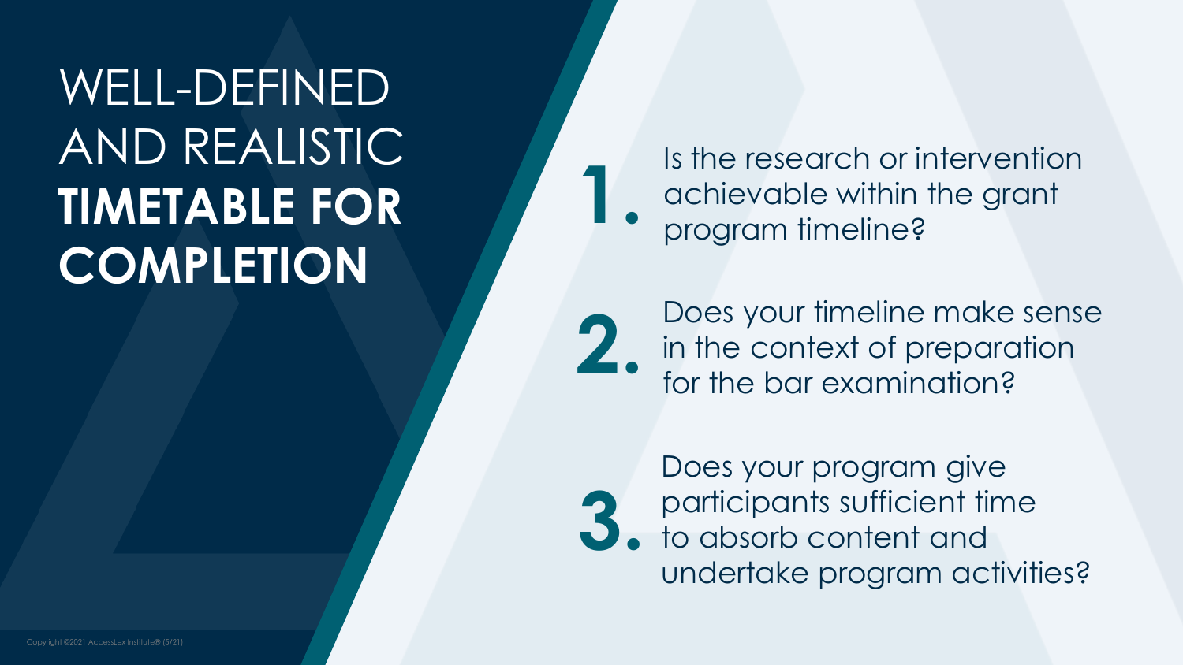# WELL-DEFINED AND REALISTIC **TIMETABLE FOR COMPLETION**

1. Is the research or intervention achievable within the grant program timeline?
2. Does your timeline make sense in the context of preparation for the bar examination?
3. Does your program give participants sufficient time to absorb content and undertake program activities?

Copyright ©2021 AccessLex Institute® (5/21)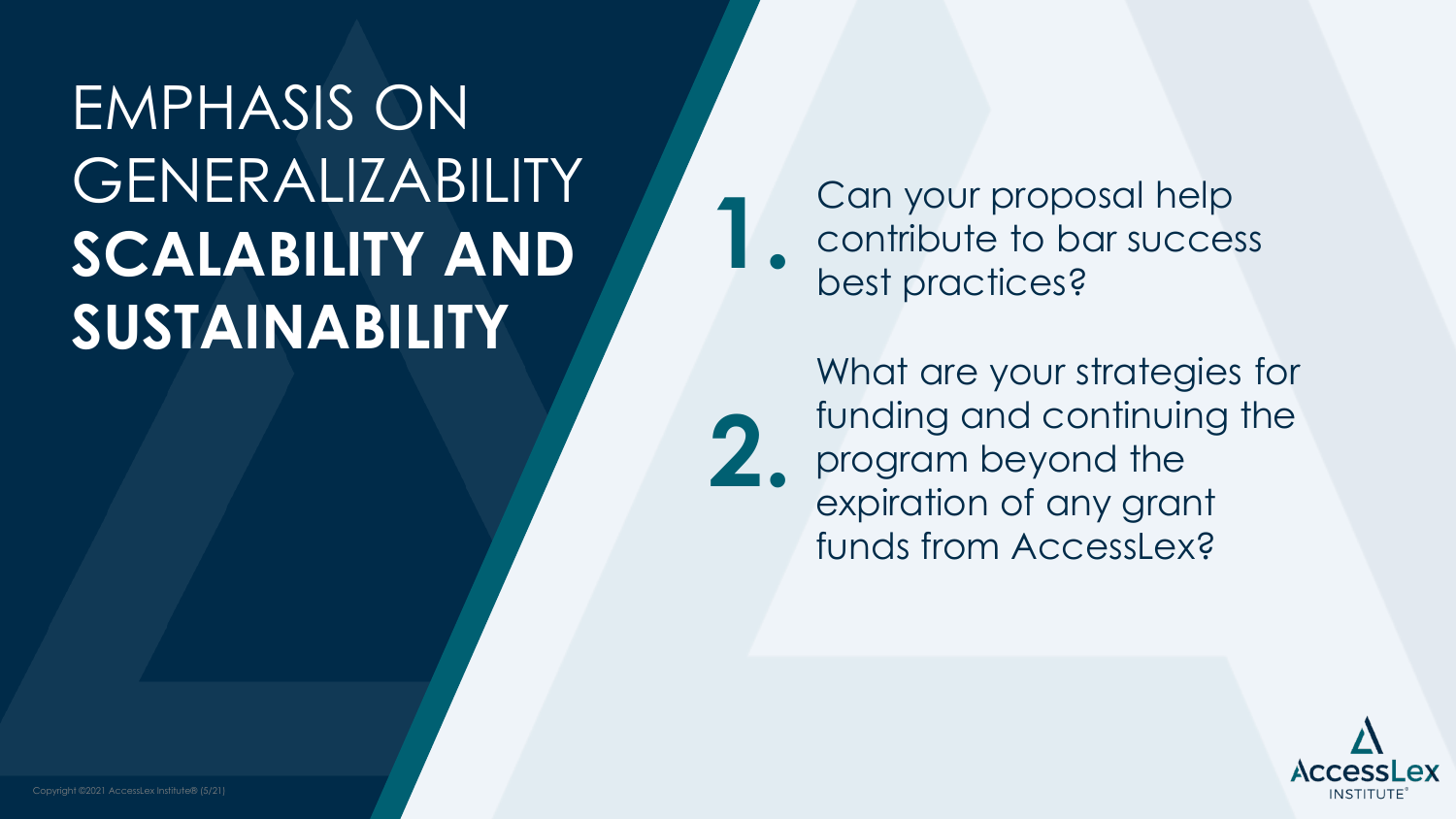# EMPHASIS ON GENERALIZABILITY **SCALABILITY AND SUSTAINABILITY**

1. Can your proposal help contribute to bar success best practices?

2. What are your strategies for funding and continuing the program beyond the expiration of any grant funds from AccessLex?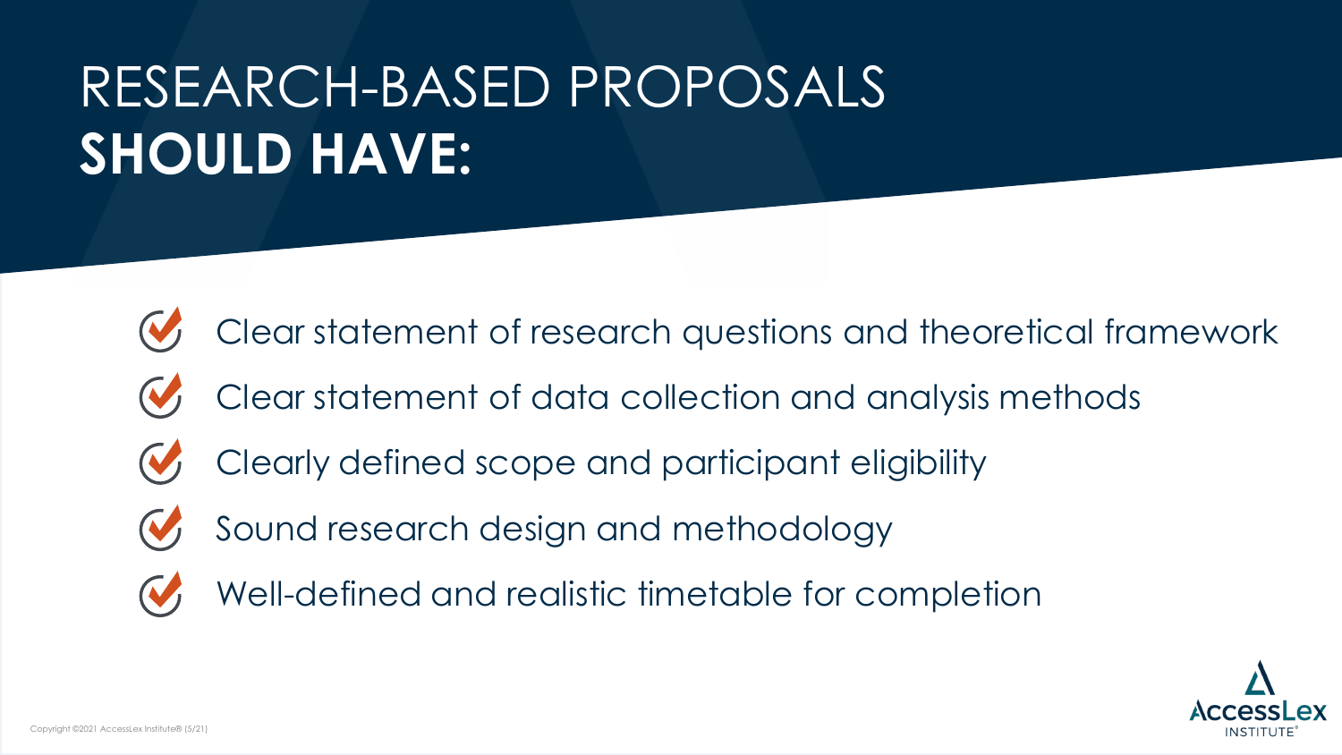# RESEARCH-BASED PROPOSALS **SHOULD HAVE:**

- Clear statement of research questions and theoretical framework
- Clear statement of data collection and analysis methods
- Clearly defined scope and participant eligibility
- Sound research design and methodology
- Well-defined and realistic timetable for completion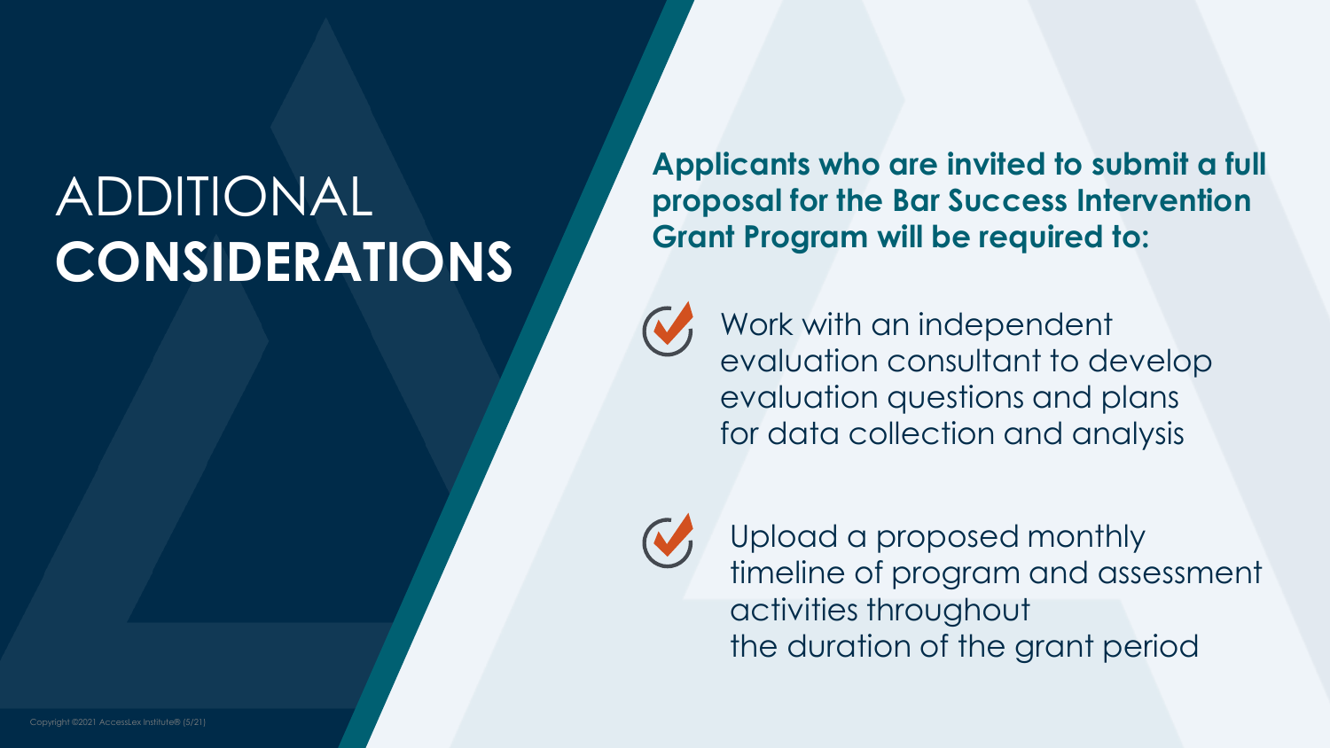# ADDITIONAL **CONSIDERATIONS**

**Applicants who are invited to submit a full proposal for the Bar Success Intervention Grant Program will be required to:**

- Work with an independent evaluation consultant to develop evaluation questions and plans for data collection and analysis
- Upload a proposed monthly timeline of program and assessment activities throughout the duration of the grant period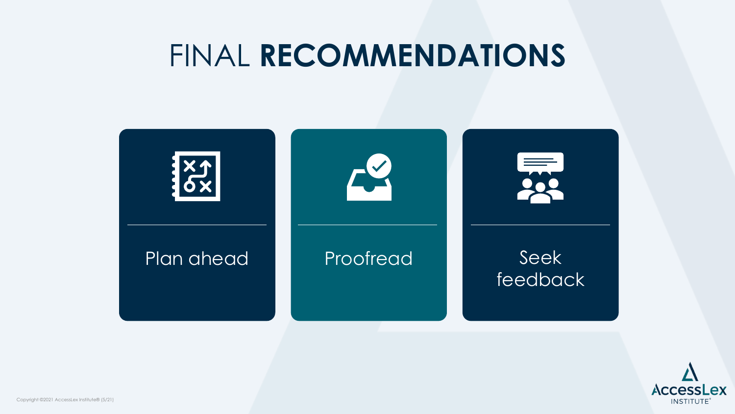# FINAL **RECOMMENDATIONS**

- Plan ahead
- Proofread
- Seek feedback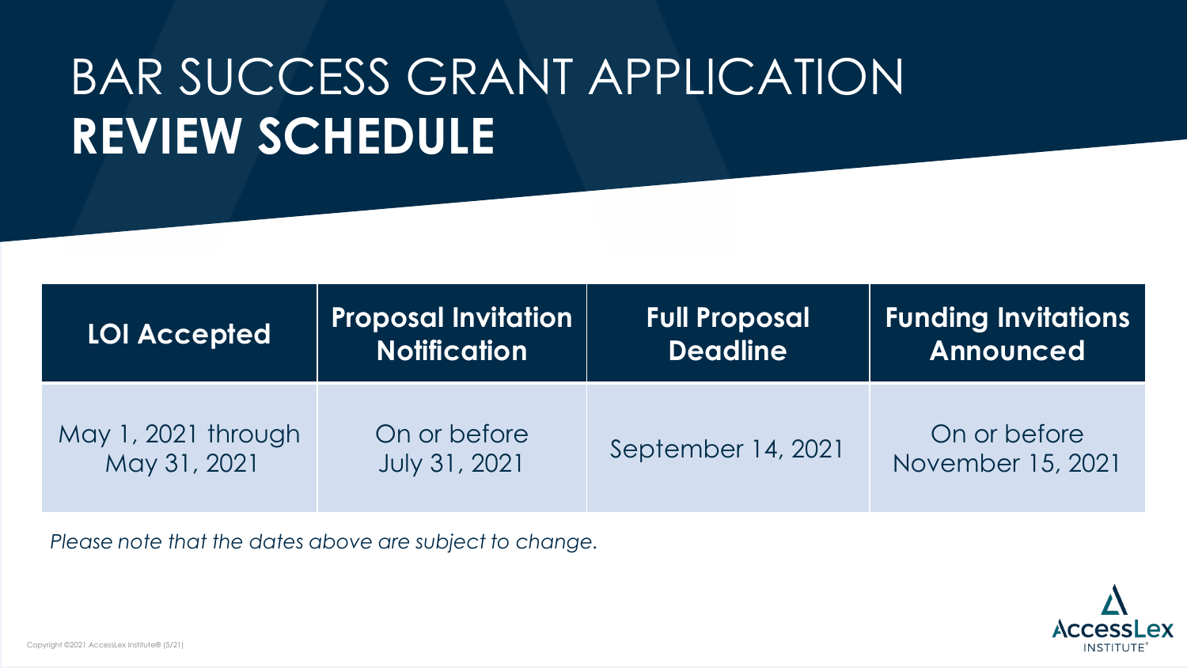# BAR SUCCESS GRANT APPLICATION **REVIEW SCHEDULE**

| LOI Accepted | Proposal Invitation Notification | Full Proposal Deadline | Funding Invitations Announced |
|---|---|---|---|
| May 1, 2021 through May 31, 2021 | On or before July 31, 2021 | September 14, 2021 | On or before November 15, 2021 |

*Please note that the dates above are subject to change.*

Copyright ©2021 AccessLex Institute® (5/21)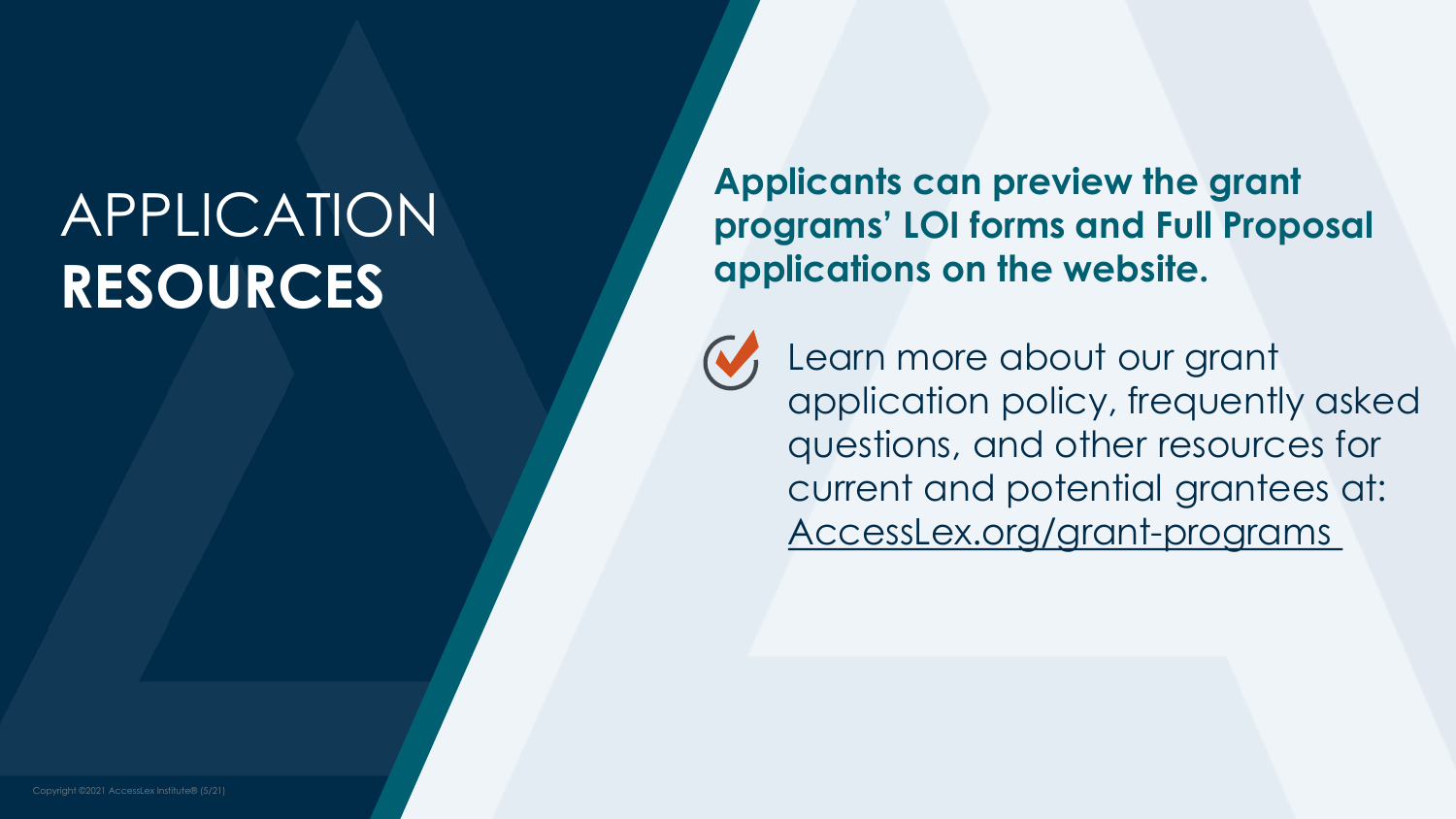# APPLICATION **RESOURCES**

**Applicants can preview the grant programs' LOI forms and Full Proposal applications on the website.**

- Learn more about our grant application policy, frequently asked questions, and other resources for current and potential grantees at: AccessLex.org/grant-programs

Copyright ©2021 AccessLex Institute® (5/21)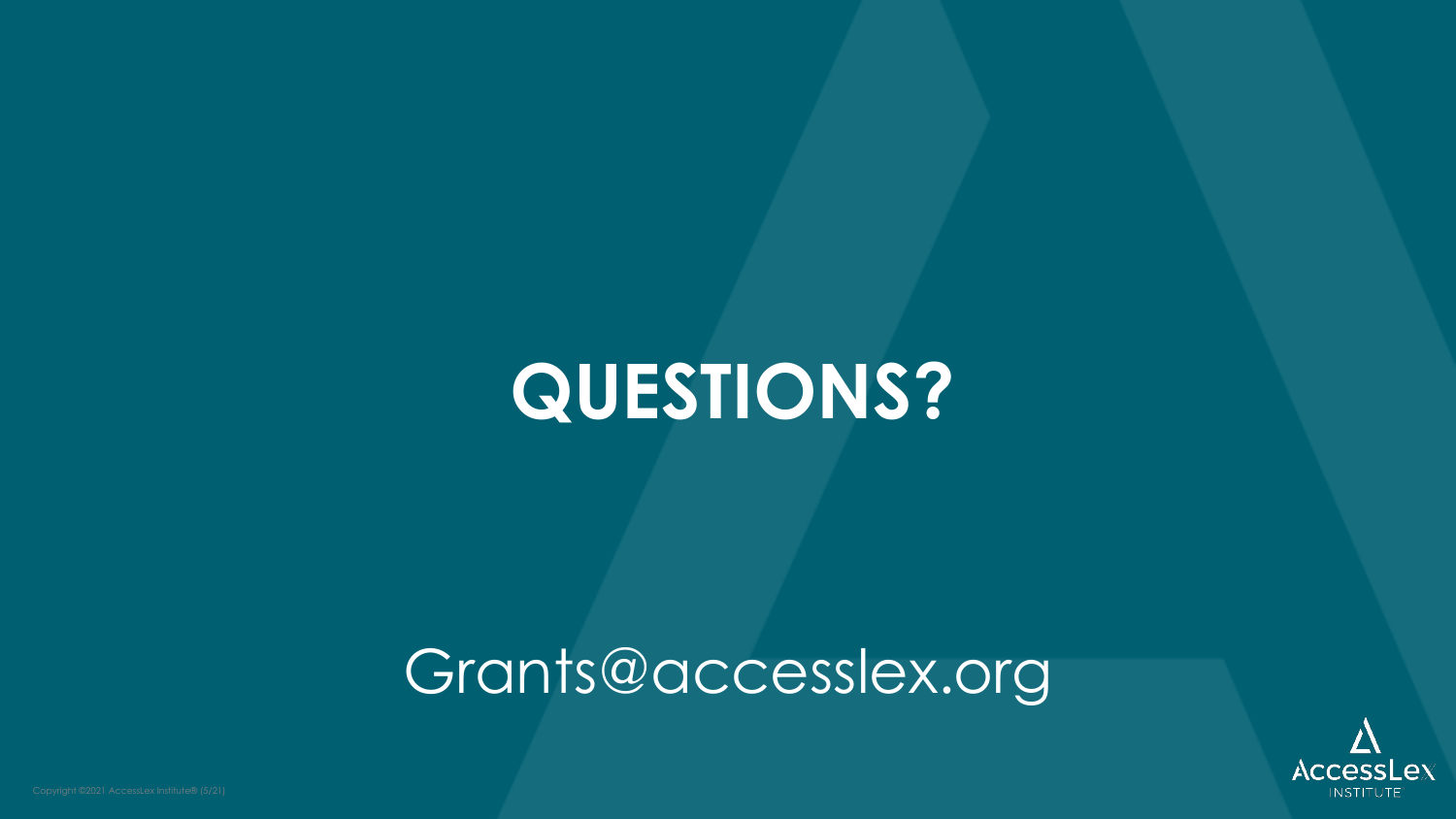# QUESTIONS?

Grants@accesslex.org

Copyright ©2021 AccessLex Institute® (5/21)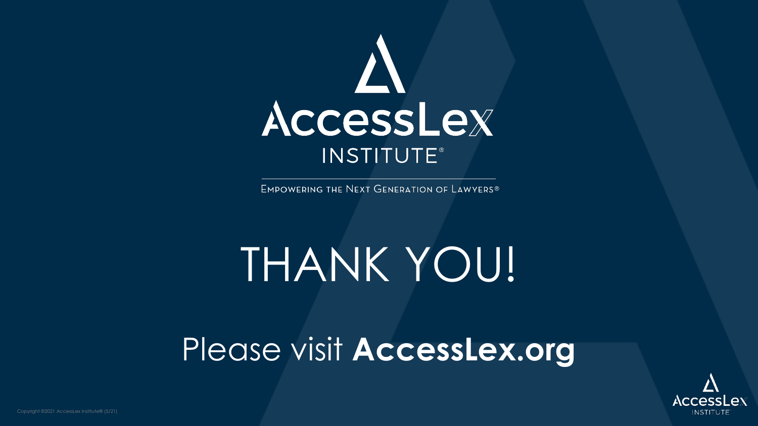AccessLex INSTITUTE®

EMPOWERING THE NEXT GENERATION OF LAWYERS®

# THANK YOU!

Please visit **AccessLex.org**

Copyright ©2021 AccessLex Institute® (5/21)